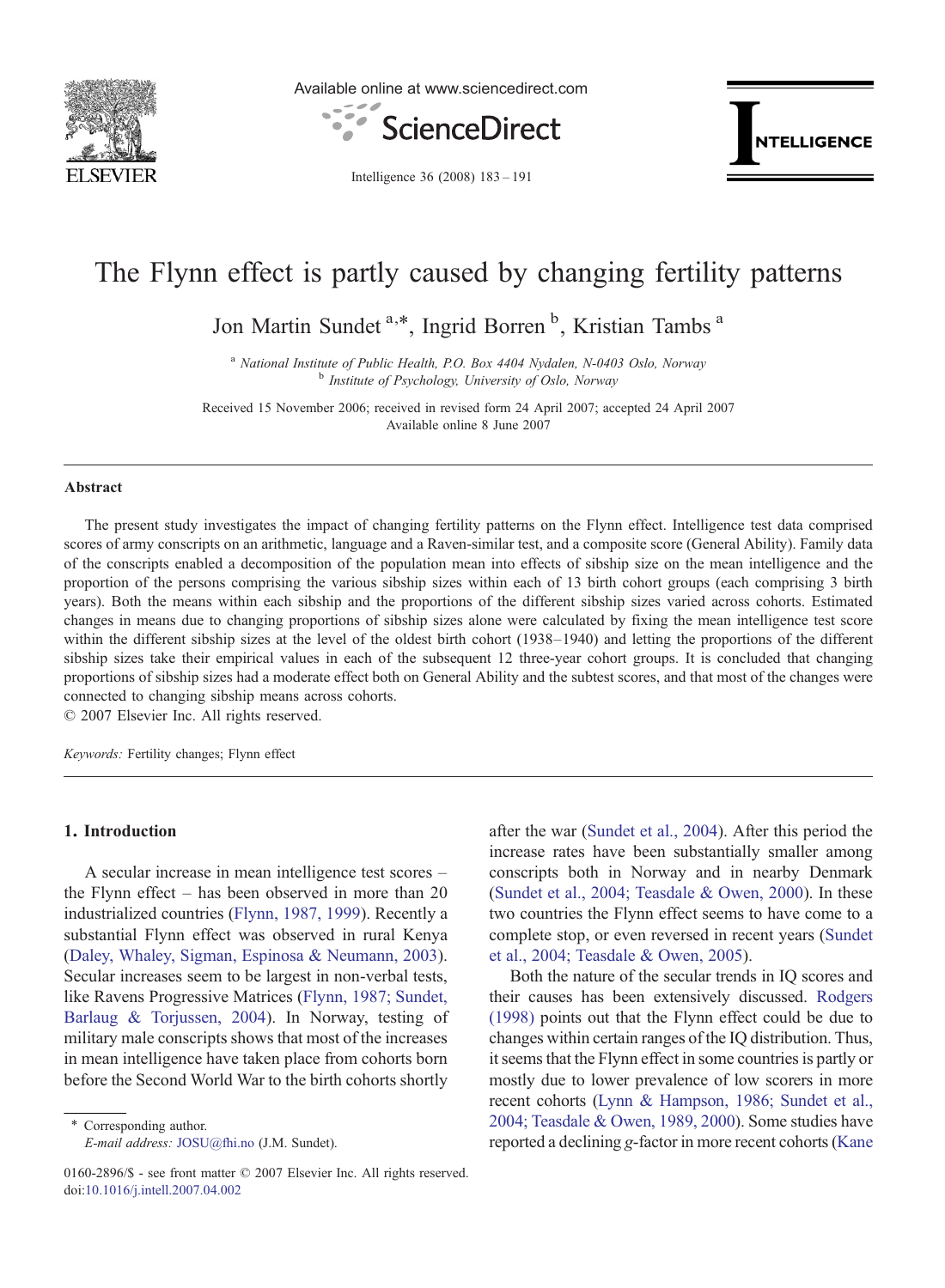# The Flynn effect is partly caused by changing fertility patterns

Jon Martin Sundet [a,*], Ingrid Borren [b], Kristian Tambs [a]

[a] *National Institute of Public Health, P.O. Box 4404 Nydalen, N-0403 Oslo, Norway*
[b] *Institute of Psychology, University of Oslo, Norway*

Received 15 November 2006; received in revised form 24 April 2007; accepted 24 April 2007
Available online 8 June 2007

## Abstract

The present study investigates the impact of changing fertility patterns on the Flynn effect. Intelligence test data comprised scores of army conscripts on an arithmetic, language and a Raven-similar test, and a composite score (General Ability). Family data of the conscripts enabled a decomposition of the population mean into effects of sibship size on the mean intelligence and the proportion of the persons comprising the various sibship sizes within each of 13 birth cohort groups (each comprising 3 birth years). Both the means within each sibship and the proportions of the different sibship sizes varied across cohorts. Estimated changes in means due to changing proportions of sibship sizes alone were calculated by fixing the mean intelligence test score within the different sibship sizes at the level of the oldest birth cohort (1938–1940) and letting the proportions of the different sibship sizes take their empirical values in each of the subsequent 12 three-year cohort groups. It is concluded that changing proportions of sibship sizes had a moderate effect both on General Ability and the subtest scores, and that most of the changes were connected to changing sibship means across cohorts.

© 2007 Elsevier Inc. All rights reserved.

*Keywords:* Fertility changes; Flynn effect

## 1. Introduction

A secular increase in mean intelligence test scores – the Flynn effect – has been observed in more than 20 industrialized countries (Flynn, 1987, 1999). Recently a substantial Flynn effect was observed in rural Kenya (Daley, Whaley, Sigman, Espinosa & Neumann, 2003). Secular increases seem to be largest in non-verbal tests, like Ravens Progressive Matrices (Flynn, 1987; Sundet, Barlaug & Torjussen, 2004). In Norway, testing of military male conscripts shows that most of the increases in mean intelligence have taken place from cohorts born before the Second World War to the birth cohorts shortly after the war (Sundet et al., 2004). After this period the increase rates have been substantially smaller among conscripts both in Norway and in nearby Denmark (Sundet et al., 2004; Teasdale & Owen, 2000). In these two countries the Flynn effect seems to have come to a complete stop, or even reversed in recent years (Sundet et al., 2004; Teasdale & Owen, 2005).

Both the nature of the secular trends in IQ scores and their causes has been extensively discussed. Rodgers (1998) points out that the Flynn effect could be due to changes within certain ranges of the IQ distribution. Thus, it seems that the Flynn effect in some countries is partly or mostly due to lower prevalence of low scorers in more recent cohorts (Lynn & Hampson, 1986; Sundet et al., 2004; Teasdale & Owen, 1989, 2000). Some studies have reported a declining *g*-factor in more recent cohorts (Kane

\* Corresponding author.
*E-mail address:* JOSU@fhi.no (J.M. Sundet).

0160-2896/$ - see front matter © 2007 Elsevier Inc. All rights reserved.
doi:10.1016/j.intell.2007.04.002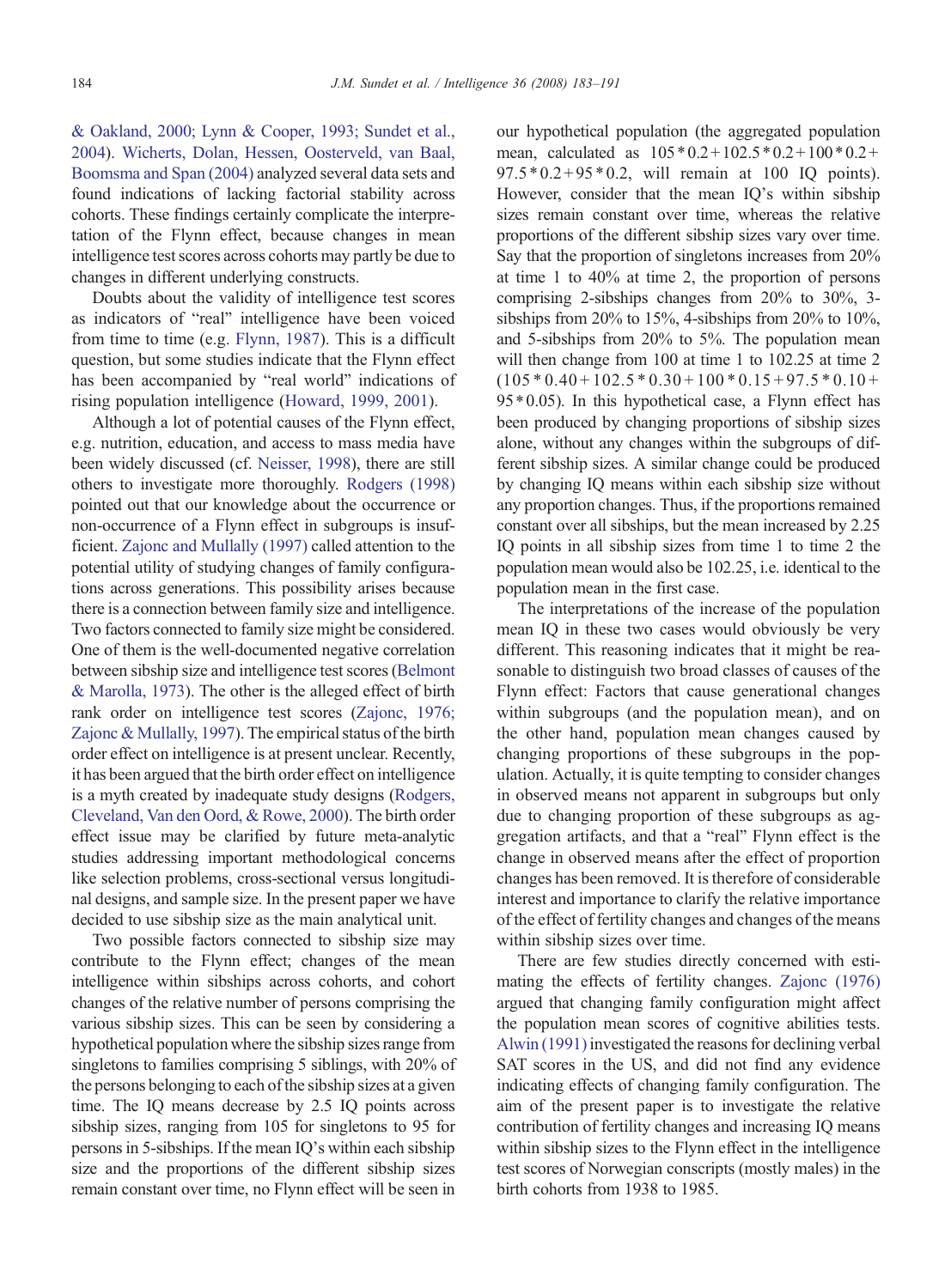& Oakland, 2000; Lynn & Cooper, 1993; Sundet et al., 2004). Wicherts, Dolan, Hessen, Oosterveld, van Baal, Boomsma and Span (2004) analyzed several data sets and found indications of lacking factorial stability across cohorts. These findings certainly complicate the interpretation of the Flynn effect, because changes in mean intelligence test scores across cohorts may partly be due to changes in different underlying constructs.

Doubts about the validity of intelligence test scores as indicators of "real" intelligence have been voiced from time to time (e.g. Flynn, 1987). This is a difficult question, but some studies indicate that the Flynn effect has been accompanied by "real world" indications of rising population intelligence (Howard, 1999, 2001).

Although a lot of potential causes of the Flynn effect, e.g. nutrition, education, and access to mass media have been widely discussed (cf. Neisser, 1998), there are still others to investigate more thoroughly. Rodgers (1998) pointed out that our knowledge about the occurrence or non-occurrence of a Flynn effect in subgroups is insufficient. Zajonc and Mullally (1997) called attention to the potential utility of studying changes of family configurations across generations. This possibility arises because there is a connection between family size and intelligence. Two factors connected to family size might be considered. One of them is the well-documented negative correlation between sibship size and intelligence test scores (Belmont & Marolla, 1973). The other is the alleged effect of birth rank order on intelligence test scores (Zajonc, 1976; Zajonc & Mullally, 1997). The empirical status of the birth order effect on intelligence is at present unclear. Recently, it has been argued that the birth order effect on intelligence is a myth created by inadequate study designs (Rodgers, Cleveland, Van den Oord, & Rowe, 2000). The birth order effect issue may be clarified by future meta-analytic studies addressing important methodological concerns like selection problems, cross-sectional versus longitudinal designs, and sample size. In the present paper we have decided to use sibship size as the main analytical unit.

Two possible factors connected to sibship size may contribute to the Flynn effect; changes of the mean intelligence within sibships across cohorts, and cohort changes of the relative number of persons comprising the various sibship sizes. This can be seen by considering a hypothetical population where the sibship sizes range from singletons to families comprising 5 siblings, with 20% of the persons belonging to each of the sibship sizes at a given time. The IQ means decrease by 2.5 IQ points across sibship sizes, ranging from 105 for singletons to 95 for persons in 5-sibships. If the mean IQ's within each sibship size and the proportions of the different sibship sizes remain constant over time, no Flynn effect will be seen in our hypothetical population (the aggregated population mean, calculated as $105*0.2+102.5*0.2+100*0.2+97.5*0.2+95*0.2$, will remain at 100 IQ points). However, consider that the mean IQ's within sibship sizes remain constant over time, whereas the relative proportions of the different sibship sizes vary over time. Say that the proportion of singletons increases from 20% at time 1 to 40% at time 2, the proportion of persons comprising 2-sibships changes from 20% to 30%, 3-sibships from 20% to 15%, 4-sibships from 20% to 10%, and 5-sibships from 20% to 5%. The population mean will then change from 100 at time 1 to 102.25 at time 2 $(105*0.40+102.5*0.30+100*0.15+97.5*0.10+95*0.05)$. In this hypothetical case, a Flynn effect has been produced by changing proportions of sibship sizes alone, without any changes within the subgroups of different sibship sizes. A similar change could be produced by changing IQ means within each sibship size without any proportion changes. Thus, if the proportions remained constant over all sibships, but the mean increased by 2.25 IQ points in all sibship sizes from time 1 to time 2 the population mean would also be 102.25, i.e. identical to the population mean in the first case.

The interpretations of the increase of the population mean IQ in these two cases would obviously be very different. This reasoning indicates that it might be reasonable to distinguish two broad classes of causes of the Flynn effect: Factors that cause generational changes within subgroups (and the population mean), and on the other hand, population mean changes caused by changing proportions of these subgroups in the population. Actually, it is quite tempting to consider changes in observed means not apparent in subgroups but only due to changing proportion of these subgroups as aggregation artifacts, and that a "real" Flynn effect is the change in observed means after the effect of proportion changes has been removed. It is therefore of considerable interest and importance to clarify the relative importance of the effect of fertility changes and changes of the means within sibship sizes over time.

There are few studies directly concerned with estimating the effects of fertility changes. Zajonc (1976) argued that changing family configuration might affect the population mean scores of cognitive abilities tests. Alwin (1991) investigated the reasons for declining verbal SAT scores in the US, and did not find any evidence indicating effects of changing family configuration. The aim of the present paper is to investigate the relative contribution of fertility changes and increasing IQ means within sibship sizes to the Flynn effect in the intelligence test scores of Norwegian conscripts (mostly males) in the birth cohorts from 1938 to 1985.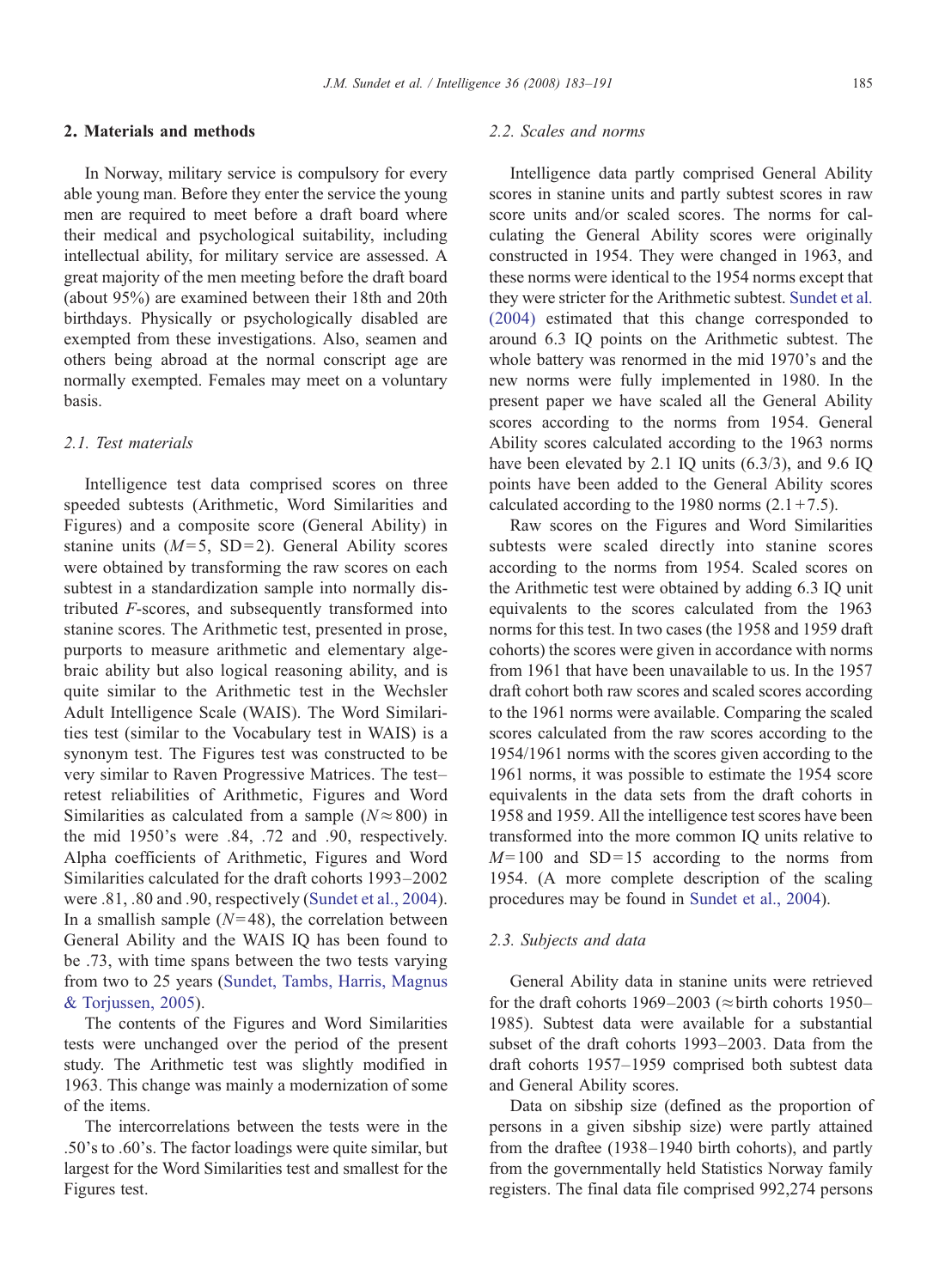## 2. Materials and methods

In Norway, military service is compulsory for every able young man. Before they enter the service the young men are required to meet before a draft board where their medical and psychological suitability, including intellectual ability, for military service are assessed. A great majority of the men meeting before the draft board (about 95%) are examined between their 18th and 20th birthdays. Physically or psychologically disabled are exempted from these investigations. Also, seamen and others being abroad at the normal conscript age are normally exempted. Females may meet on a voluntary basis.

### 2.1. Test materials

Intelligence test data comprised scores on three speeded subtests (Arithmetic, Word Similarities and Figures) and a composite score (General Ability) in stanine units ($M=5$, $\text{SD}=2$). General Ability scores were obtained by transforming the raw scores on each subtest in a standardization sample into normally distributed $F$-scores, and subsequently transformed into stanine scores. The Arithmetic test, presented in prose, purports to measure arithmetic and elementary algebraic ability but also logical reasoning ability, and is quite similar to the Arithmetic test in the Wechsler Adult Intelligence Scale (WAIS). The Word Similarities test (similar to the Vocabulary test in WAIS) is a synonym test. The Figures test was constructed to be very similar to Raven Progressive Matrices. The test–retest reliabilities of Arithmetic, Figures and Word Similarities as calculated from a sample ($N \approx 800$) in the mid 1950's were .84, .72 and .90, respectively. Alpha coefficients of Arithmetic, Figures and Word Similarities calculated for the draft cohorts 1993–2002 were .81, .80 and .90, respectively (Sundet et al., 2004). In a smallish sample ($N=48$), the correlation between General Ability and the WAIS IQ has been found to be .73, with time spans between the two tests varying from two to 25 years (Sundet, Tambs, Harris, Magnus & Torjussen, 2005).

The contents of the Figures and Word Similarities tests were unchanged over the period of the present study. The Arithmetic test was slightly modified in 1963. This change was mainly a modernization of some of the items.

The intercorrelations between the tests were in the .50's to .60's. The factor loadings were quite similar, but largest for the Word Similarities test and smallest for the Figures test.

### 2.2. Scales and norms

Intelligence data partly comprised General Ability scores in stanine units and partly subtest scores in raw score units and/or scaled scores. The norms for calculating the General Ability scores were originally constructed in 1954. They were changed in 1963, and these norms were identical to the 1954 norms except that they were stricter for the Arithmetic subtest. Sundet et al. (2004) estimated that this change corresponded to around 6.3 IQ points on the Arithmetic subtest. The whole battery was renormed in the mid 1970's and the new norms were fully implemented in 1980. In the present paper we have scaled all the General Ability scores according to the norms from 1954. General Ability scores calculated according to the 1963 norms have been elevated by 2.1 IQ units (6.3/3), and 9.6 IQ points have been added to the General Ability scores calculated according to the 1980 norms (2.1 + 7.5).

Raw scores on the Figures and Word Similarities subtests were scaled directly into stanine scores according to the norms from 1954. Scaled scores on the Arithmetic test were obtained by adding 6.3 IQ unit equivalents to the scores calculated from the 1963 norms for this test. In two cases (the 1958 and 1959 draft cohorts) the scores were given in accordance with norms from 1961 that have been unavailable to us. In the 1957 draft cohort both raw scores and scaled scores according to the 1961 norms were available. Comparing the scaled scores calculated from the raw scores according to the 1954/1961 norms with the scores given according to the 1961 norms, it was possible to estimate the 1954 score equivalents in the data sets from the draft cohorts in 1958 and 1959. All the intelligence test scores have been transformed into the more common IQ units relative to $M=100$ and $\text{SD}=15$ according to the norms from 1954. (A more complete description of the scaling procedures may be found in Sundet et al., 2004).

### 2.3. Subjects and data

General Ability data in stanine units were retrieved for the draft cohorts 1969–2003 (≈ birth cohorts 1950–1985). Subtest data were available for a substantial subset of the draft cohorts 1993–2003. Data from the draft cohorts 1957–1959 comprised both subtest data and General Ability scores.

Data on sibship size (defined as the proportion of persons in a given sibship size) were partly attained from the draftee (1938–1940 birth cohorts), and partly from the governmentally held Statistics Norway family registers. The final data file comprised 992,274 persons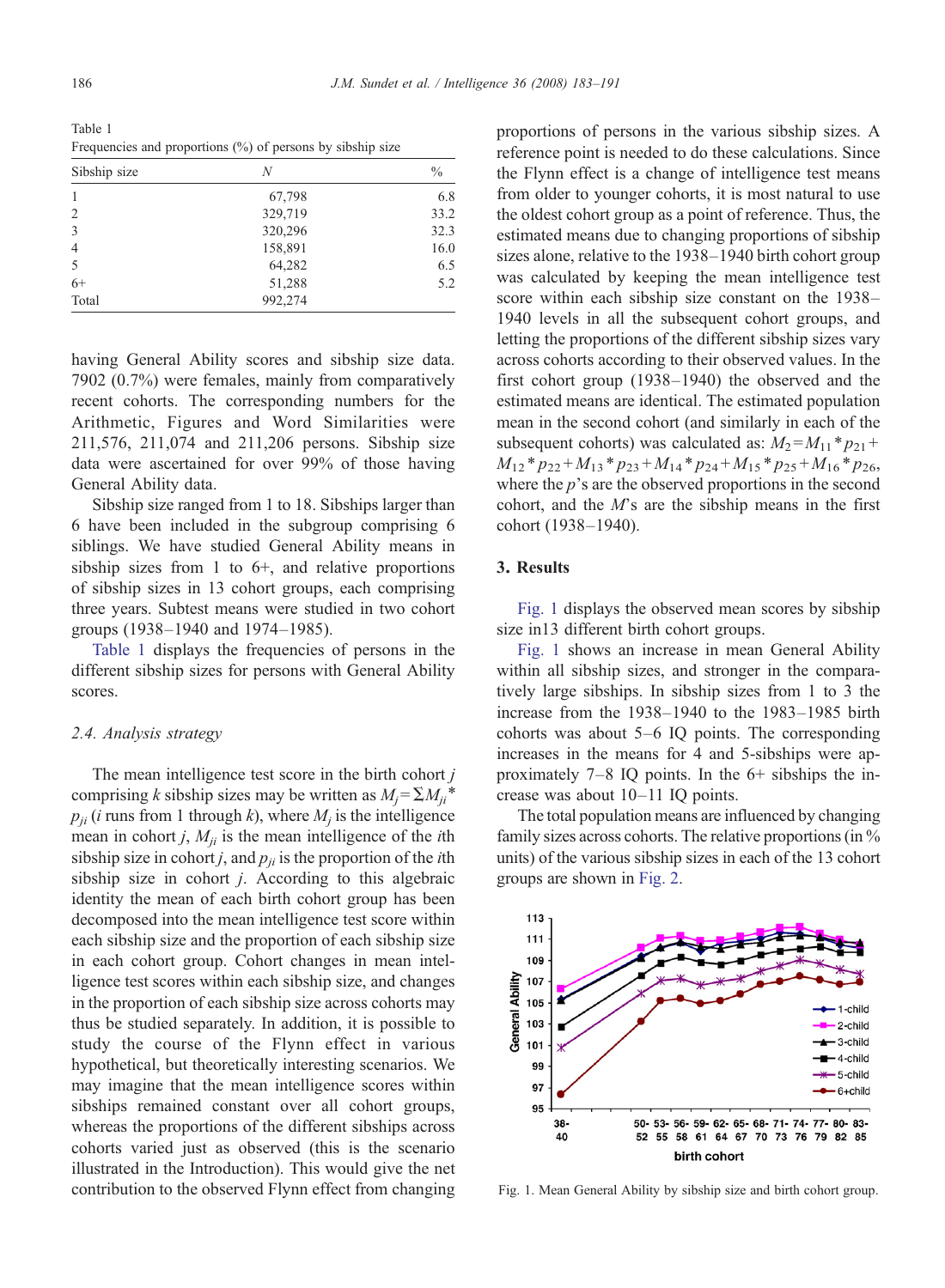Table 1
Frequencies and proportions (%) of persons by sibship size

| Sibship size | N | % |
|---|---|---|
| 1 | 67,798 | 6.8 |
| 2 | 329,719 | 33.2 |
| 3 | 320,296 | 32.3 |
| 4 | 158,891 | 16.0 |
| 5 | 64,282 | 6.5 |
| 6+ | 51,288 | 5.2 |
| Total | 992,274 | |

having General Ability scores and sibship size data. 7902 (0.7%) were females, mainly from comparatively recent cohorts. The corresponding numbers for the Arithmetic, Figures and Word Similarities were 211,576, 211,074 and 211,206 persons. Sibship size data were ascertained for over 99% of those having General Ability data.

Sibship size ranged from 1 to 18. Sibships larger than 6 have been included in the subgroup comprising 6 siblings. We have studied General Ability means in sibship sizes from 1 to 6+, and relative proportions of sibship sizes in 13 cohort groups, each comprising three years. Subtest means were studied in two cohort groups (1938–1940 and 1974–1985).

Table 1 displays the frequencies of persons in the different sibship sizes for persons with General Ability scores.

### 2.4. Analysis strategy

The mean intelligence test score in the birth cohort $j$ comprising $k$ sibship sizes may be written as $M_j = \Sigma M_{ji} * p_{ji}$ ($i$ runs from 1 through $k$), where $M_j$ is the intelligence mean in cohort $j$, $M_{ji}$ is the mean intelligence of the $i$th sibship size in cohort $j$, and $p_{ji}$ is the proportion of the $i$th sibship size in cohort $j$. According to this algebraic identity the mean of each birth cohort group has been decomposed into the mean intelligence test score within each sibship size and the proportion of each sibship size in each cohort group. Cohort changes in mean intelligence test scores within each sibship size, and changes in the proportion of each sibship size across cohorts may thus be studied separately. In addition, it is possible to study the course of the Flynn effect in various hypothetical, but theoretically interesting scenarios. We may imagine that the mean intelligence scores within sibships remained constant over all cohort groups, whereas the proportions of the different sibships across cohorts varied just as observed (this is the scenario illustrated in the Introduction). This would give the net contribution to the observed Flynn effect from changing proportions of persons in the various sibship sizes. A reference point is needed to do these calculations. Since the Flynn effect is a change of intelligence test means from older to younger cohorts, it is most natural to use the oldest cohort group as a point of reference. Thus, the estimated means due to changing proportions of sibship sizes alone, relative to the 1938–1940 birth cohort group was calculated by keeping the mean intelligence test score within each sibship size constant on the 1938–1940 levels in all the subsequent cohort groups, and letting the proportions of the different sibship sizes vary across cohorts according to their observed values. In the first cohort group (1938–1940) the observed and the estimated means are identical. The estimated population mean in the second cohort (and similarly in each of the subsequent cohorts) was calculated as: $M_2 = M_{11} * p_{21} + M_{12} * p_{22} + M_{13} * p_{23} + M_{14} * p_{24} + M_{15} * p_{25} + M_{16} * p_{26}$, where the $p$'s are the observed proportions in the second cohort, and the $M$'s are the sibship means in the first cohort (1938–1940).

## 3. Results

Fig. 1 displays the observed mean scores by sibship size in13 different birth cohort groups.

Fig. 1 shows an increase in mean General Ability within all sibship sizes, and stronger in the comparatively large sibships. In sibship sizes from 1 to 3 the increase from the 1938–1940 to the 1983–1985 birth cohorts was about 5–6 IQ points. The corresponding increases in the means for 4 and 5-sibships were approximately 7–8 IQ points. In the 6+ sibships the increase was about 10–11 IQ points.

The total population means are influenced by changing family sizes across cohorts. The relative proportions (in % units) of the various sibship sizes in each of the 13 cohort groups are shown in Fig. 2.

Fig. 1. Mean General Ability by sibship size and birth cohort group.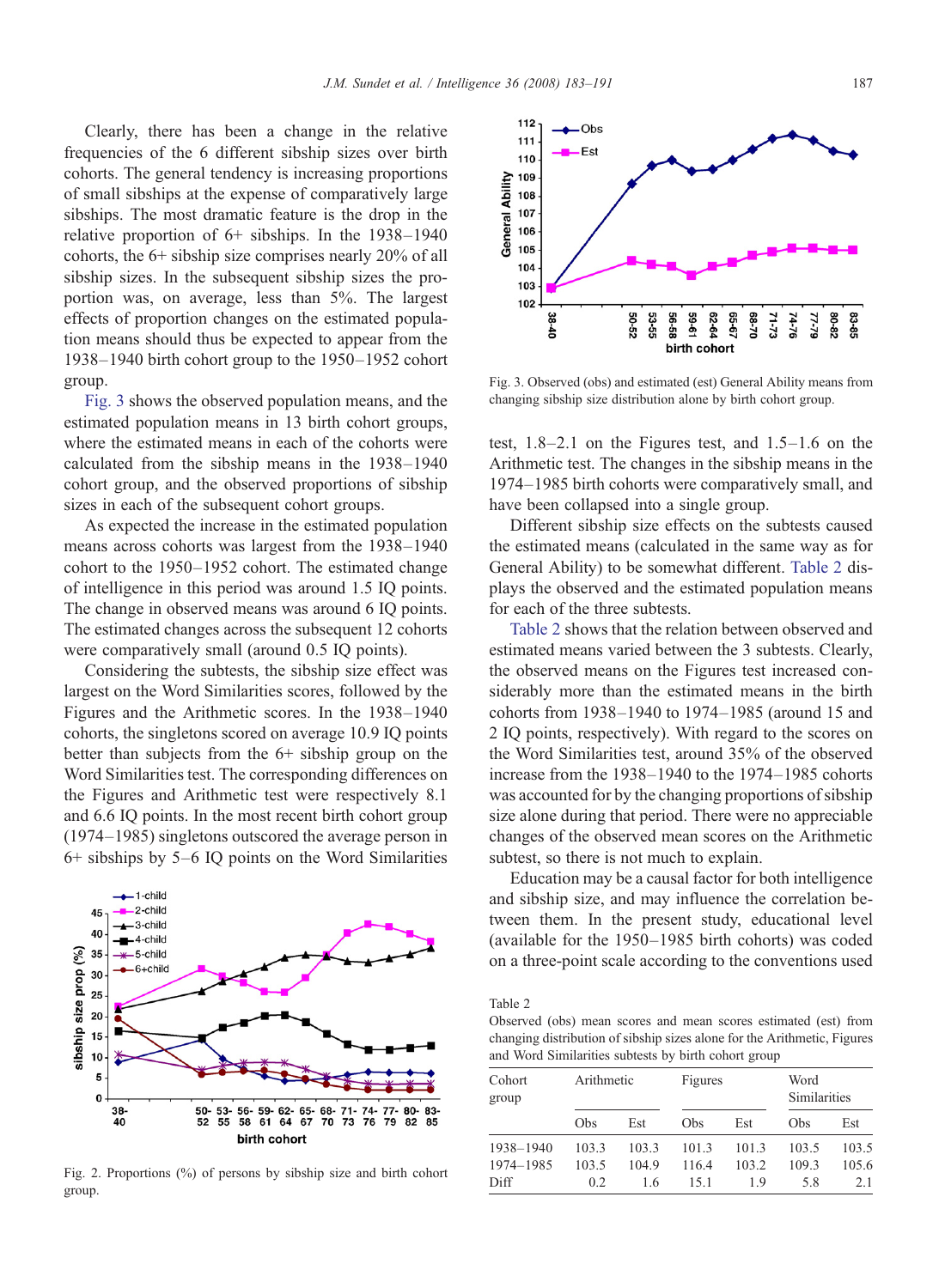Clearly, there has been a change in the relative frequencies of the 6 different sibship sizes over birth cohorts. The general tendency is increasing proportions of small sibships at the expense of comparatively large sibships. The most dramatic feature is the drop in the relative proportion of 6+ sibships. In the 1938–1940 cohorts, the 6+ sibship size comprises nearly 20% of all sibship sizes. In the subsequent sibship sizes the proportion was, on average, less than 5%. The largest effects of proportion changes on the estimated population means should thus be expected to appear from the 1938–1940 birth cohort group to the 1950–1952 cohort group.

Fig. 3 shows the observed population means, and the estimated population means in 13 birth cohort groups, where the estimated means in each of the cohorts were calculated from the sibship means in the 1938–1940 cohort group, and the observed proportions of sibship sizes in each of the subsequent cohort groups.

As expected the increase in the estimated population means across cohorts was largest from the 1938–1940 cohort to the 1950–1952 cohort. The estimated change of intelligence in this period was around 1.5 IQ points. The change in observed means was around 6 IQ points. The estimated changes across the subsequent 12 cohorts were comparatively small (around 0.5 IQ points).

Considering the subtests, the sibship size effect was largest on the Word Similarities scores, followed by the Figures and the Arithmetic scores. In the 1938–1940 cohorts, the singletons scored on average 10.9 IQ points better than subjects from the 6+ sibship group on the Word Similarities test. The corresponding differences on the Figures and Arithmetic test were respectively 8.1 and 6.6 IQ points. In the most recent birth cohort group (1974–1985) singletons outscored the average person in 6+ sibships by 5–6 IQ points on the Word Similarities test, 1.8–2.1 on the Figures test, and 1.5–1.6 on the Arithmetic test. The changes in the sibship means in the 1974–1985 birth cohorts were comparatively small, and have been collapsed into a single group.

Fig. 2. Proportions (%) of persons by sibship size and birth cohort group.

Fig. 3. Observed (obs) and estimated (est) General Ability means from changing distribution of sibship size alone by birth cohort group.

Different sibship size effects on the subtests caused the estimated means (calculated in the same way as for General Ability) to be somewhat different. Table 2 displays the observed and the estimated population means for each of the three subtests.

Table 2 shows that the relation between observed and estimated means varied between the 3 subtests. Clearly, the observed means on the Figures test increased considerably more than the estimated means in the birth cohorts from 1938–1940 to 1974–1985 (around 15 and 2 IQ points, respectively). With regard to the scores on the Word Similarities test, around 35% of the observed increase from the 1938–1940 to the 1974–1985 cohorts was accounted for by the changing proportions of sibship size alone during that period. There were no appreciable changes of the observed mean scores on the Arithmetic subtest, so there is not much to explain.

Education may be a causal factor for both intelligence and sibship size, and may influence the correlation between them. In the present study, educational level (available for the 1950–1985 birth cohorts) was coded on a three-point scale according to the conventions used

Table 2
Observed (obs) mean scores and mean scores estimated (est) from changing distribution of sibship sizes alone for the Arithmetic, Figures and Word Similarities subtests by birth cohort group

| Cohort group | Arithmetic | | Figures | | Word Similarities | |
|---|---|---|---|---|---|---|
| | Obs | Est | Obs | Est | Obs | Est |
| 1938–1940 | 103.3 | 103.3 | 101.3 | 101.3 | 103.5 | 103.5 |
| 1974–1985 | 103.5 | 104.9 | 116.4 | 103.2 | 109.3 | 105.6 |
| Diff | 0.2 | 1.6 | 15.1 | 1.9 | 5.8 | 2.1 |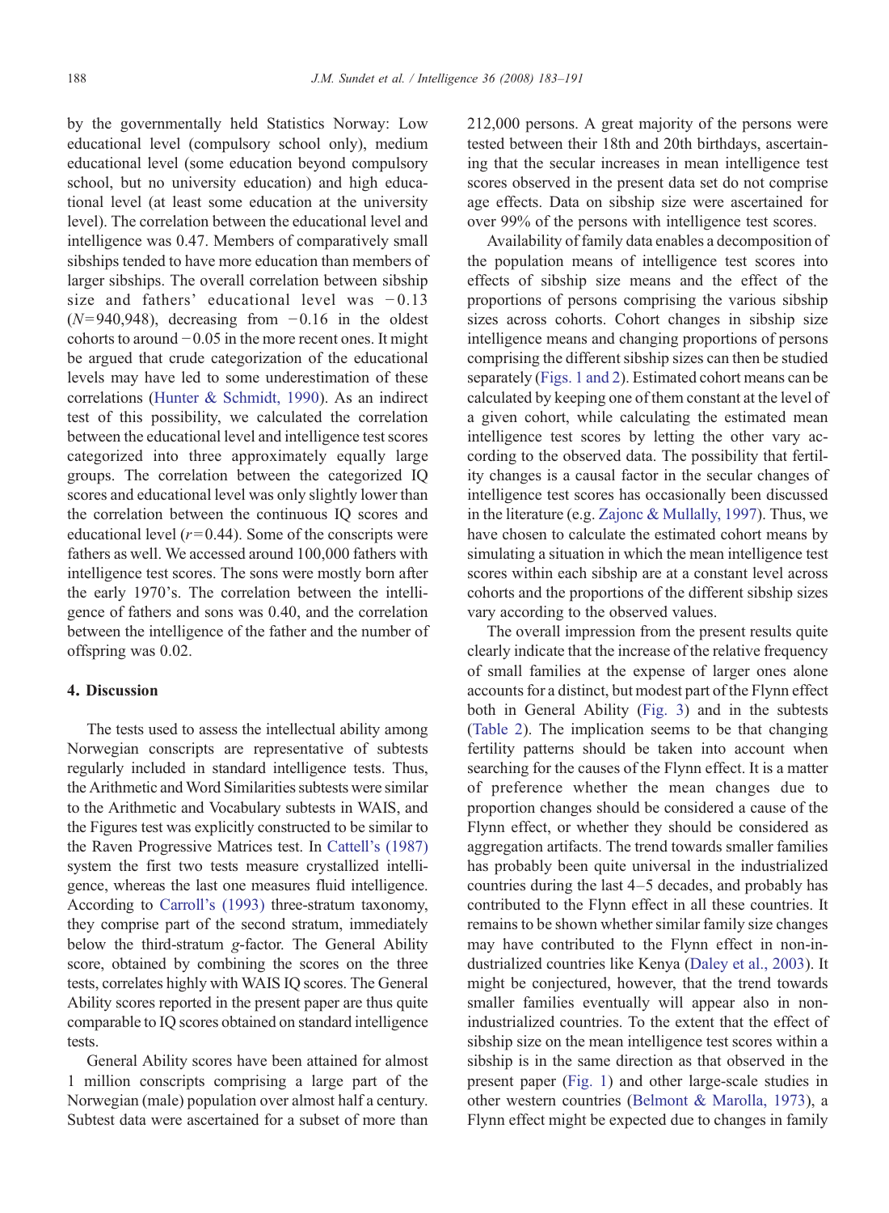by the governmentally held Statistics Norway: Low educational level (compulsory school only), medium educational level (some education beyond compulsory school, but no university education) and high educational level (at least some education at the university level). The correlation between the educational level and intelligence was 0.47. Members of comparatively small sibships tended to have more education than members of larger sibships. The overall correlation between sibship size and fathers' educational level was −0.13 ($N$=940,948), decreasing from −0.16 in the oldest cohorts to around −0.05 in the more recent ones. It might be argued that crude categorization of the educational levels may have led to some underestimation of these correlations (Hunter & Schmidt, 1990). As an indirect test of this possibility, we calculated the correlation between the educational level and intelligence test scores categorized into three approximately equally large groups. The correlation between the categorized IQ scores and educational level was only slightly lower than the correlation between the continuous IQ scores and educational level ($r$=0.44). Some of the conscripts were fathers as well. We accessed around 100,000 fathers with intelligence test scores. The sons were mostly born after the early 1970's. The correlation between the intelligence of fathers and sons was 0.40, and the correlation between the intelligence of the father and the number of offspring was 0.02.

## 4. Discussion

The tests used to assess the intellectual ability among Norwegian conscripts are representative of subtests regularly included in standard intelligence tests. Thus, the Arithmetic and Word Similarities subtests were similar to the Arithmetic and Vocabulary subtests in WAIS, and the Figures test was explicitly constructed to be similar to the Raven Progressive Matrices test. In Cattell's (1987) system the first two tests measure crystallized intelligence, whereas the last one measures fluid intelligence. According to Carroll's (1993) three-stratum taxonomy, they comprise part of the second stratum, immediately below the third-stratum *g*-factor. The General Ability score, obtained by combining the scores on the three tests, correlates highly with WAIS IQ scores. The General Ability scores reported in the present paper are thus quite comparable to IQ scores obtained on standard intelligence tests.

General Ability scores have been attained for almost 1 million conscripts comprising a large part of the Norwegian (male) population over almost half a century. Subtest data were ascertained for a subset of more than 212,000 persons. A great majority of the persons were tested between their 18th and 20th birthdays, ascertaining that the secular increases in mean intelligence test scores observed in the present data set do not comprise age effects. Data on sibship size were ascertained for over 99% of the persons with intelligence test scores.

Availability of family data enables a decomposition of the population means of intelligence test scores into effects of sibship size means and the effect of the proportions of persons comprising the various sibship sizes across cohorts. Cohort changes in sibship size intelligence means and changing proportions of persons comprising the different sibship sizes can then be studied separately (Figs. 1 and 2). Estimated cohort means can be calculated by keeping one of them constant at the level of a given cohort, while calculating the estimated mean intelligence test scores by letting the other vary according to the observed data. The possibility that fertility changes is a causal factor in the secular changes of intelligence test scores has occasionally been discussed in the literature (e.g. Zajonc & Mullally, 1997). Thus, we have chosen to calculate the estimated cohort means by simulating a situation in which the mean intelligence test scores within each sibship are at a constant level across cohorts and the proportions of the different sibship sizes vary according to the observed values.

The overall impression from the present results quite clearly indicate that the increase of the relative frequency of small families at the expense of larger ones alone accounts for a distinct, but modest part of the Flynn effect both in General Ability (Fig. 3) and in the subtests (Table 2). The implication seems to be that changing fertility patterns should be taken into account when searching for the causes of the Flynn effect. It is a matter of preference whether the mean changes due to proportion changes should be considered a cause of the Flynn effect, or whether they should be considered as aggregation artifacts. The trend towards smaller families has probably been quite universal in the industrialized countries during the last 4–5 decades, and probably has contributed to the Flynn effect in all these countries. It remains to be shown whether similar family size changes may have contributed to the Flynn effect in non-industrialized countries like Kenya (Daley et al., 2003). It might be conjectured, however, that the trend towards smaller families eventually will appear also in non-industrialized countries. To the extent that the effect of sibship size on the mean intelligence test scores within a sibship is in the same direction as that observed in the present paper (Fig. 1) and other large-scale studies in other western countries (Belmont & Marolla, 1973), a Flynn effect might be expected due to changes in family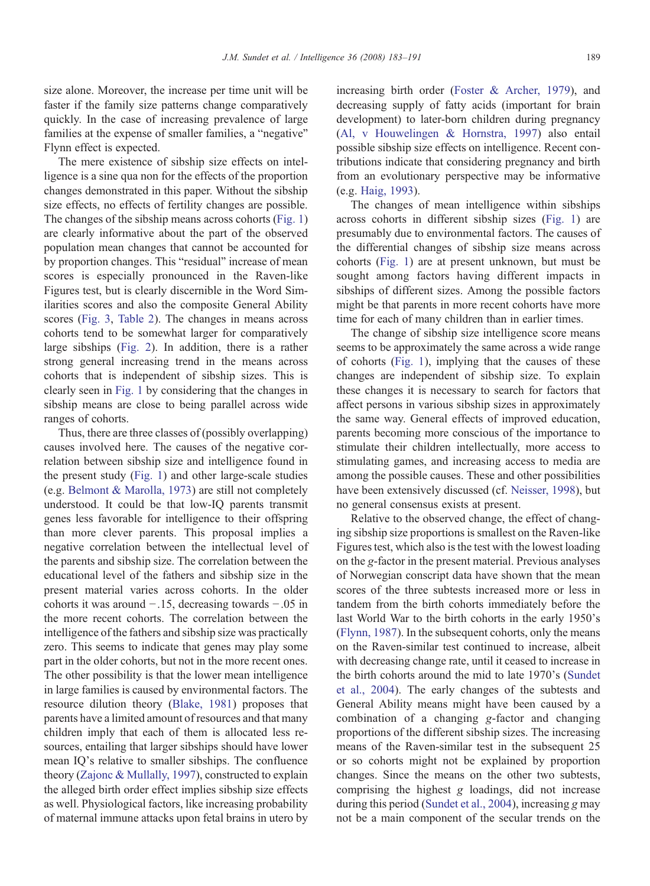size alone. Moreover, the increase per time unit will be faster if the family size patterns change comparatively quickly. In the case of increasing prevalence of large families at the expense of smaller families, a "negative" Flynn effect is expected.

The mere existence of sibship size effects on intelligence is a sine qua non for the effects of the proportion changes demonstrated in this paper. Without the sibship size effects, no effects of fertility changes are possible. The changes of the sibship means across cohorts (Fig. 1) are clearly informative about the part of the observed population mean changes that cannot be accounted for by proportion changes. This "residual" increase of mean scores is especially pronounced in the Raven-like Figures test, but is clearly discernible in the Word Similarities scores and also the composite General Ability scores (Fig. 3, Table 2). The changes in means across cohorts tend to be somewhat larger for comparatively large sibships (Fig. 2). In addition, there is a rather strong general increasing trend in the means across cohorts that is independent of sibship sizes. This is clearly seen in Fig. 1 by considering that the changes in sibship means are close to being parallel across wide ranges of cohorts.

Thus, there are three classes of (possibly overlapping) causes involved here. The causes of the negative correlation between sibship size and intelligence found in the present study (Fig. 1) and other large-scale studies (e.g. Belmont & Marolla, 1973) are still not completely understood. It could be that low-IQ parents transmit genes less favorable for intelligence to their offspring than more clever parents. This proposal implies a negative correlation between the intellectual level of the parents and sibship size. The correlation between the educational level of the fathers and sibship size in the present material varies across cohorts. In the older cohorts it was around −.15, decreasing towards −.05 in the more recent cohorts. The correlation between the intelligence of the fathers and sibship size was practically zero. This seems to indicate that genes may play some part in the older cohorts, but not in the more recent ones. The other possibility is that the lower mean intelligence in large families is caused by environmental factors. The resource dilution theory (Blake, 1981) proposes that parents have a limited amount of resources and that many children imply that each of them is allocated less resources, entailing that larger sibships should have lower mean IQ's relative to smaller sibships. The confluence theory (Zajonc & Mullally, 1997), constructed to explain the alleged birth order effect implies sibship size effects as well. Physiological factors, like increasing probability of maternal immune attacks upon fetal brains in utero by increasing birth order (Foster & Archer, 1979), and decreasing supply of fatty acids (important for brain development) to later-born children during pregnancy (Al, v Houwelingen & Hornstra, 1997) also entail possible sibship size effects on intelligence. Recent contributions indicate that considering pregnancy and birth from an evolutionary perspective may be informative (e.g. Haig, 1993).

The changes of mean intelligence within sibships across cohorts in different sibship sizes (Fig. 1) are presumably due to environmental factors. The causes of the differential changes of sibship size means across cohorts (Fig. 1) are at present unknown, but must be sought among factors having different impacts in sibships of different sizes. Among the possible factors might be that parents in more recent cohorts have more time for each of many children than in earlier times.

The change of sibship size intelligence score means seems to be approximately the same across a wide range of cohorts (Fig. 1), implying that the causes of these changes are independent of sibship size. To explain these changes it is necessary to search for factors that affect persons in various sibship sizes in approximately the same way. General effects of improved education, parents becoming more conscious of the importance to stimulate their children intellectually, more access to stimulating games, and increasing access to media are among the possible causes. These and other possibilities have been extensively discussed (cf. Neisser, 1998), but no general consensus exists at present.

Relative to the observed change, the effect of changing sibship size proportions is smallest on the Raven-like Figures test, which also is the test with the lowest loading on the *g*-factor in the present material. Previous analyses of Norwegian conscript data have shown that the mean scores of the three subtests increased more or less in tandem from the birth cohorts immediately before the last World War to the birth cohorts in the early 1950's (Flynn, 1987). In the subsequent cohorts, only the means on the Raven-similar test continued to increase, albeit with decreasing change rate, until it ceased to increase in the birth cohorts around the mid to late 1970's (Sundet et al., 2004). The early changes of the subtests and General Ability means might have been caused by a combination of a changing *g*-factor and changing proportions of the different sibship sizes. The increasing means of the Raven-similar test in the subsequent 25 or so cohorts might not be explained by proportion changes. Since the means on the other two subtests, comprising the highest *g* loadings, did not increase during this period (Sundet et al., 2004), increasing *g* may not be a main component of the secular trends on the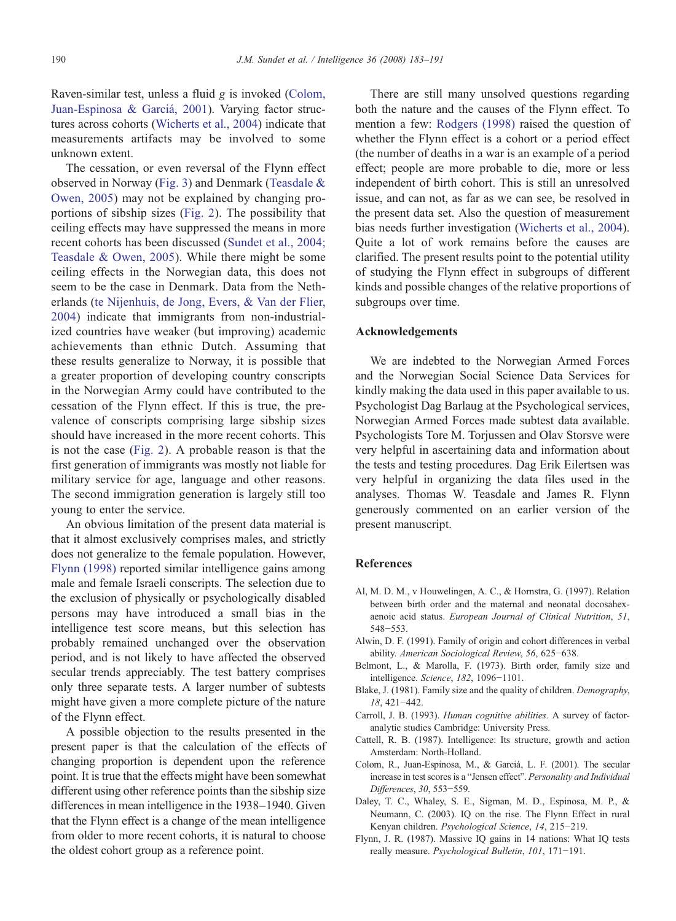Raven-similar test, unless a fluid *g* is invoked (Colom, Juan-Espinosa & Garciá, 2001). Varying factor structures across cohorts (Wicherts et al., 2004) indicate that measurements artifacts may be involved to some unknown extent.

The cessation, or even reversal of the Flynn effect observed in Norway (Fig. 3) and Denmark (Teasdale & Owen, 2005) may not be explained by changing proportions of sibship sizes (Fig. 2). The possibility that ceiling effects may have suppressed the means in more recent cohorts has been discussed (Sundet et al., 2004; Teasdale & Owen, 2005). While there might be some ceiling effects in the Norwegian data, this does not seem to be the case in Denmark. Data from the Netherlands (te Nijenhuis, de Jong, Evers, & Van der Flier, 2004) indicate that immigrants from non-industrialized countries have weaker (but improving) academic achievements than ethnic Dutch. Assuming that these results generalize to Norway, it is possible that a greater proportion of developing country conscripts in the Norwegian Army could have contributed to the cessation of the Flynn effect. If this is true, the prevalence of conscripts comprising large sibship sizes should have increased in the more recent cohorts. This is not the case (Fig. 2). A probable reason is that the first generation of immigrants was mostly not liable for military service for age, language and other reasons. The second immigration generation is largely still too young to enter the service.

An obvious limitation of the present data material is that it almost exclusively comprises males, and strictly does not generalize to the female population. However, Flynn (1998) reported similar intelligence gains among male and female Israeli conscripts. The selection due to the exclusion of physically or psychologically disabled persons may have introduced a small bias in the intelligence test score means, but this selection has probably remained unchanged over the observation period, and is not likely to have affected the observed secular trends appreciably. The test battery comprises only three separate tests. A larger number of subtests might have given a more complete picture of the nature of the Flynn effect.

A possible objection to the results presented in the present paper is that the calculation of the effects of changing proportion is dependent upon the reference point. It is true that the effects might have been somewhat different using other reference points than the sibship size differences in mean intelligence in the 1938–1940. Given that the Flynn effect is a change of the mean intelligence from older to more recent cohorts, it is natural to choose the oldest cohort group as a reference point.

There are still many unsolved questions regarding both the nature and the causes of the Flynn effect. To mention a few: Rodgers (1998) raised the question of whether the Flynn effect is a cohort or a period effect (the number of deaths in a war is an example of a period effect; people are more probable to die, more or less independent of birth cohort. This is still an unresolved issue, and can not, as far as we can see, be resolved in the present data set. Also the question of measurement bias needs further investigation (Wicherts et al., 2004). Quite a lot of work remains before the causes are clarified. The present results point to the potential utility of studying the Flynn effect in subgroups of different kinds and possible changes of the relative proportions of subgroups over time.

## Acknowledgements

We are indebted to the Norwegian Armed Forces and the Norwegian Social Science Data Services for kindly making the data used in this paper available to us. Psychologist Dag Barlaug at the Psychological services, Norwegian Armed Forces made subtest data available. Psychologists Tore M. Torjussen and Olav Storsve were very helpful in ascertaining data and information about the tests and testing procedures. Dag Erik Eilertsen was very helpful in organizing the data files used in the analyses. Thomas W. Teasdale and James R. Flynn generously commented on an earlier version of the present manuscript.

## References

Al, M. D. M., v Houwelingen, A. C., & Hornstra, G. (1997). Relation between birth order and the maternal and neonatal docosahexaenoic acid status. *European Journal of Clinical Nutrition*, *51*, 548−553.

Alwin, D. F. (1991). Family of origin and cohort differences in verbal ability. *American Sociological Review*, *56*, 625−638.

Belmont, L., & Marolla, F. (1973). Birth order, family size and intelligence. *Science*, *182*, 1096−1101.

Blake, J. (1981). Family size and the quality of children. *Demography*, *18*, 421−442.

Carroll, J. B. (1993). *Human cognitive abilities.* A survey of factor-analytic studies Cambridge: University Press.

Cattell, R. B. (1987). Intelligence: Its structure, growth and action Amsterdam: North-Holland.

Colom, R., Juan-Espinosa, M., & Garciá, L. F. (2001). The secular increase in test scores is a "Jensen effect". *Personality and Individual Differences*, *30*, 553−559.

Daley, T. C., Whaley, S. E., Sigman, M. D., Espinosa, M. P., & Neumann, C. (2003). IQ on the rise. The Flynn Effect in rural Kenyan children. *Psychological Science*, *14*, 215−219.

Flynn, J. R. (1987). Massive IQ gains in 14 nations: What IQ tests really measure. *Psychological Bulletin*, *101*, 171−191.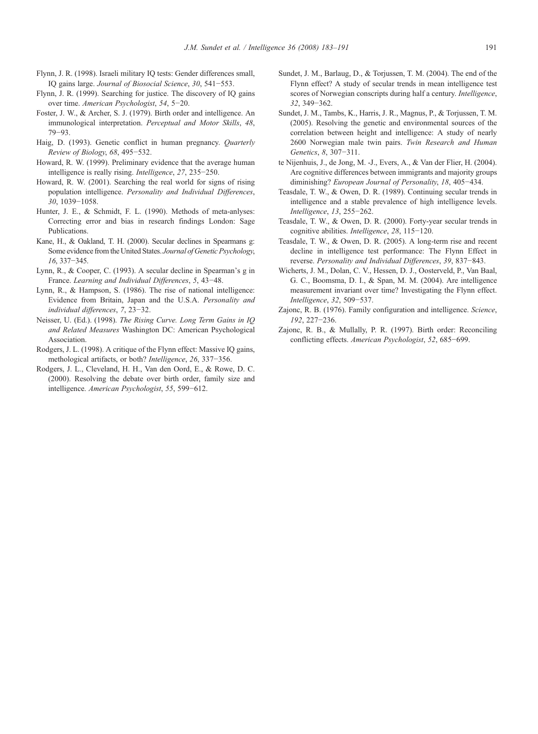Flynn, J. R. (1998). Israeli military IQ tests: Gender differences small, IQ gains large. *Journal of Biosocial Science*, *30*, 541−553.

Flynn, J. R. (1999). Searching for justice. The discovery of IQ gains over time. *American Psychologist*, *54*, 5−20.

Foster, J. W., & Archer, S. J. (1979). Birth order and intelligence. An immunological interpretation. *Perceptual and Motor Skills*, *48*, 79−93.

Haig, D. (1993). Genetic conflict in human pregnancy. *Quarterly Review of Biology*, *68*, 495−532.

Howard, R. W. (1999). Preliminary evidence that the average human intelligence is really rising. *Intelligence*, *27*, 235−250.

Howard, R. W. (2001). Searching the real world for signs of rising population intelligence. *Personality and Individual Differences*, *30*, 1039−1058.

Hunter, J. E., & Schmidt, F. L. (1990). Methods of meta-anlyses: Correcting error and bias in research findings London: Sage Publications.

Kane, H., & Oakland, T. H. (2000). Secular declines in Spearmans g: Some evidence from the United States. *Journal of Genetic Psychology*, *16*, 337−345.

Lynn, R., & Cooper, C. (1993). A secular decline in Spearman's g in France. *Learning and Individual Differences*, *5*, 43−48.

Lynn, R., & Hampson, S. (1986). The rise of national intelligence: Evidence from Britain, Japan and the U.S.A. *Personality and individual differences*, *7*, 23−32.

Neisser, U. (Ed.). (1998). *The Rising Curve. Long Term Gains in IQ and Related Measures* Washington DC: American Psychological Association.

Rodgers, J. L. (1998). A critique of the Flynn effect: Massive IQ gains, methological artifacts, or both? *Intelligence*, *26*, 337−356.

Rodgers, J. L., Cleveland, H. H., Van den Oord, E., & Rowe, D. C. (2000). Resolving the debate over birth order, family size and intelligence. *American Psychologist*, *55*, 599−612.

Sundet, J. M., Barlaug, D., & Torjussen, T. M. (2004). The end of the Flynn effect? A study of secular trends in mean intelligence test scores of Norwegian conscripts during half a century. *Intelligence*, *32*, 349−362.

Sundet, J. M., Tambs, K., Harris, J. R., Magnus, P., & Torjussen, T. M. (2005). Resolving the genetic and environmental sources of the correlation between height and intelligence: A study of nearly 2600 Norwegian male twin pairs. *Twin Research and Human Genetics*, *8*, 307−311.

te Nijenhuis, J., de Jong, M. -J., Evers, A., & Van der Flier, H. (2004). Are cognitive differences between immigrants and majority groups diminishing? *European Journal of Personality*, *18*, 405−434.

Teasdale, T. W., & Owen, D. R. (1989). Continuing secular trends in intelligence and a stable prevalence of high intelligence levels. *Intelligence*, *13*, 255−262.

Teasdale, T. W., & Owen, D. R. (2000). Forty-year secular trends in cognitive abilities. *Intelligence*, *28*, 115−120.

Teasdale, T. W., & Owen, D. R. (2005). A long-term rise and recent decline in intelligence test performance: The Flynn Effect in reverse. *Personality and Individual Differences*, *39*, 837−843.

Wicherts, J. M., Dolan, C. V., Hessen, D. J., Oosterveld, P., Van Baal, G. C., Boomsma, D. I., & Span, M. M. (2004). Are intelligence measurement invariant over time? Investigating the Flynn effect. *Intelligence*, *32*, 509−537.

Zajonc, R. B. (1976). Family configuration and intelligence. *Science*, *192*, 227−236.

Zajonc, R. B., & Mullally, P. R. (1997). Birth order: Reconciling conflicting effects. *American Psychologist*, *52*, 685−699.